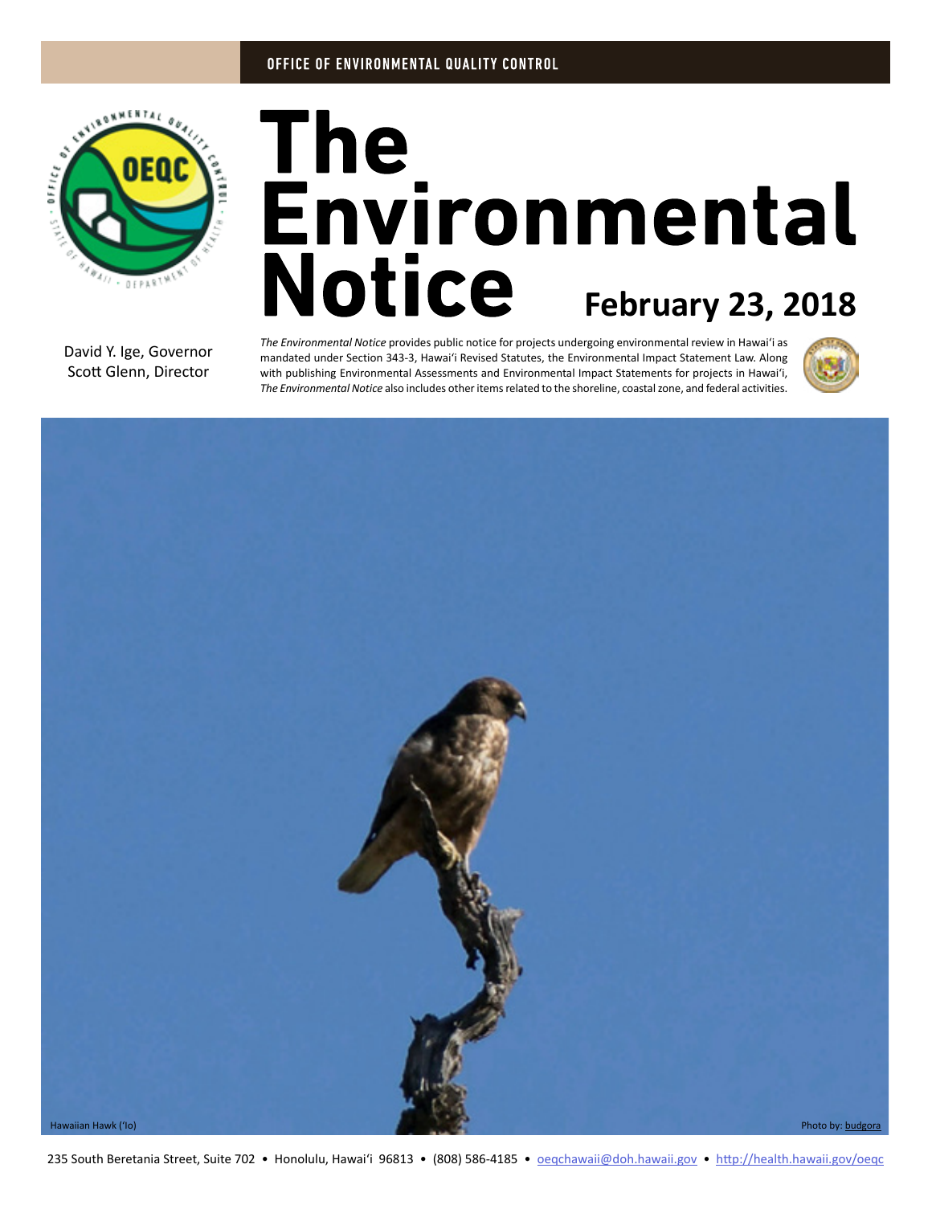OFFICE OF ENVIRONMENTAL QUALITY CONTROL

# The Environmental Notice

**February 23, 2018**

David Y. Ige, Governor
Scott Glenn, Director

*The Environmental Notice* provides public notice for projects undergoing environmental review in Hawaiʻi as mandated under Section 343-3, Hawaiʻi Revised Statutes, the Environmental Impact Statement Law. Along with publishing Environmental Assessments and Environmental Impact Statements for projects in Hawaiʻi, *The Environmental Notice* also includes other items related to the shoreline, coastal zone, and federal activities.

Hawaiian Hawk (ʻIo)

Photo by: budgora

235 South Beretania Street, Suite 702 • Honolulu, Hawaiʻi 96813 • (808) 586-4185 • oeqchawaii@doh.hawaii.gov • http://health.hawaii.gov/oeqc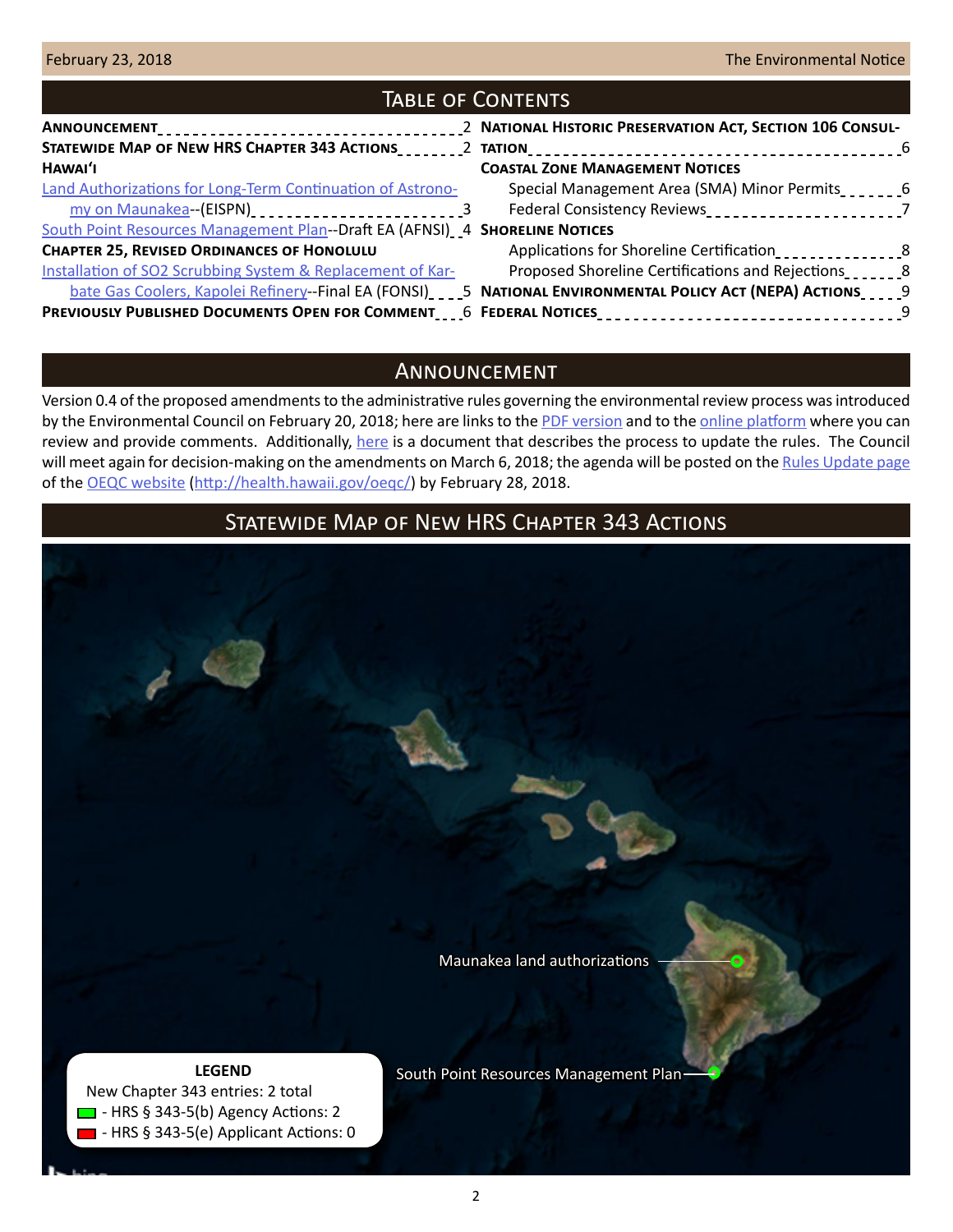## Table of Contents

**Announcement** 2

**Statewide Map of New HRS Chapter 343 Actions** 2

**Hawaiʻi**

Land Authorizations for Long-Term Continuation of Astronomy on Maunakea--(EISPN) 3

South Point Resources Management Plan--Draft EA (AFNSI) 4

**Chapter 25, Revised Ordinances of Honolulu**

Installation of SO2 Scrubbing System & Replacement of Karbate Gas Coolers, Kapolei Refinery--Final EA (FONSI) 5

**Previously Published Documents Open for Comment** 6

**National Historic Preservation Act, Section 106 Consultation** 6

**Coastal Zone Management Notices**

Special Management Area (SMA) Minor Permits 6

Federal Consistency Reviews 7

**Shoreline Notices**

Applications for Shoreline Certification 8

Proposed Shoreline Certifications and Rejections 8

**National Environmental Policy Act (NEPA) Actions** 9

**Federal Notices** 9

## Announcement

Version 0.4 of the proposed amendments to the administrative rules governing the environmental review process was introduced by the Environmental Council on February 20, 2018; here are links to the PDF version and to the online platform where you can review and provide comments. Additionally, here is a document that describes the process to update the rules. The Council will meet again for decision-making on the amendments on March 6, 2018; the agenda will be posted on the Rules Update page of the OEQC website (http://health.hawaii.gov/oeqc/) by February 28, 2018.

## Statewide Map of New HRS Chapter 343 Actions

Maunakea land authorizations

South Point Resources Management Plan

**LEGEND**

New Chapter 343 entries: 2 total

- HRS § 343-5(b) Agency Actions: 2
- HRS § 343-5(e) Applicant Actions: 0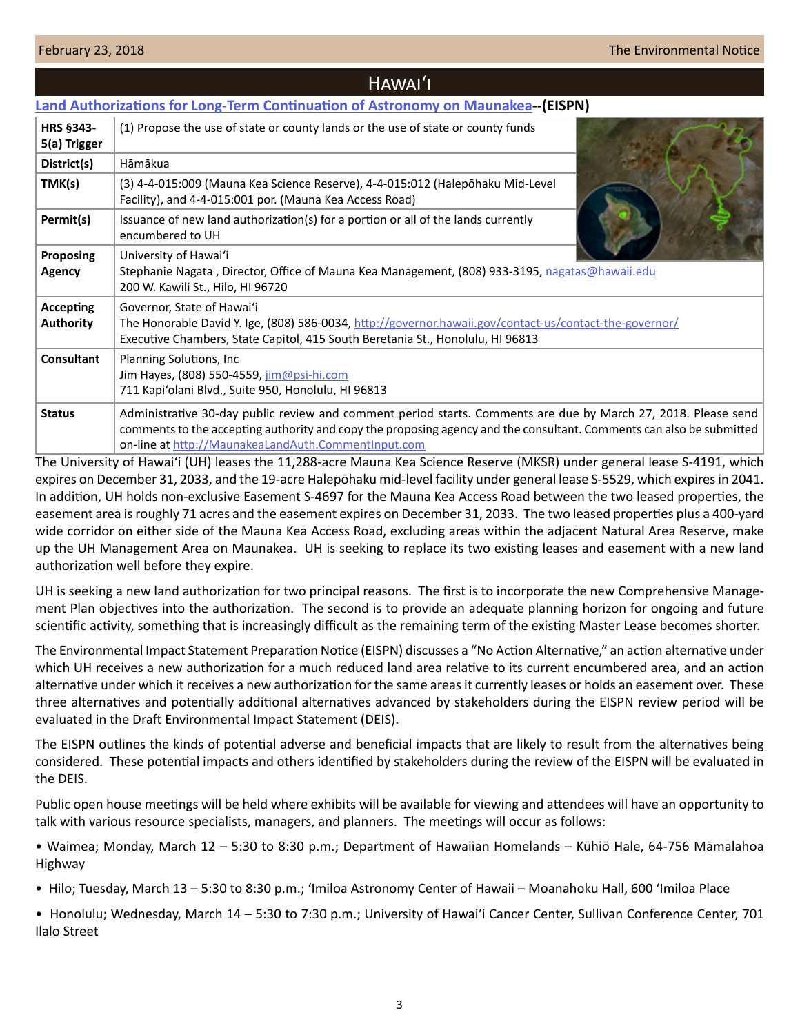# Hawaiʻi

## Land Authorizations for Long-Term Continuation of Astronomy on Maunakea--(EISPN)

| | |
|---|---|
| **HRS §343-5(a) Trigger** | (1) Propose the use of state or county lands or the use of state or county funds |
| **District(s)** | Hāmākua |
| **TMK(s)** | (3) 4-4-015:009 (Mauna Kea Science Reserve), 4-4-015:012 (Halepōhaku Mid-Level Facility), and 4-4-015:001 por. (Mauna Kea Access Road) |
| **Permit(s)** | Issuance of new land authorization(s) for a portion or all of the lands currently encumbered to UH |
| **Proposing Agency** | University of Hawaiʻi<br>Stephanie Nagata , Director, Office of Mauna Kea Management, (808) 933-3195, nagatas@hawaii.edu<br>200 W. Kawili St., Hilo, HI 96720 |
| **Accepting Authority** | Governor, State of Hawaiʻi<br>The Honorable David Y. Ige, (808) 586-0034, http://governor.hawaii.gov/contact-us/contact-the-governor/<br>Executive Chambers, State Capitol, 415 South Beretania St., Honolulu, HI 96813 |
| **Consultant** | Planning Solutions, Inc<br>Jim Hayes, (808) 550-4559, jim@psi-hi.com<br>711 Kapiʻolani Blvd., Suite 950, Honolulu, HI 96813 |
| **Status** | Administrative 30-day public review and comment period starts. Comments are due by March 27, 2018. Please send comments to the accepting authority and copy the proposing agency and the consultant. Comments can also be submitted on-line at http://MaunakeaLandAuth.CommentInput.com |

The University of Hawaiʻi (UH) leases the 11,288-acre Mauna Kea Science Reserve (MKSR) under general lease S-4191, which expires on December 31, 2033, and the 19-acre Halepōhaku mid-level facility under general lease S-5529, which expires in 2041. In addition, UH holds non-exclusive Easement S-4697 for the Mauna Kea Access Road between the two leased properties, the easement area is roughly 71 acres and the easement expires on December 31, 2033. The two leased properties plus a 400-yard wide corridor on either side of the Mauna Kea Access Road, excluding areas within the adjacent Natural Area Reserve, make up the UH Management Area on Maunakea. UH is seeking to replace its two existing leases and easement with a new land authorization well before they expire.

UH is seeking a new land authorization for two principal reasons. The first is to incorporate the new Comprehensive Management Plan objectives into the authorization. The second is to provide an adequate planning horizon for ongoing and future scientific activity, something that is increasingly difficult as the remaining term of the existing Master Lease becomes shorter.

The Environmental Impact Statement Preparation Notice (EISPN) discusses a "No Action Alternative," an action alternative under which UH receives a new authorization for a much reduced land area relative to its current encumbered area, and an action alternative under which it receives a new authorization for the same areas it currently leases or holds an easement over. These three alternatives and potentially additional alternatives advanced by stakeholders during the EISPN review period will be evaluated in the Draft Environmental Impact Statement (DEIS).

The EISPN outlines the kinds of potential adverse and beneficial impacts that are likely to result from the alternatives being considered. These potential impacts and others identified by stakeholders during the review of the EISPN will be evaluated in the DEIS.

Public open house meetings will be held where exhibits will be available for viewing and attendees will have an opportunity to talk with various resource specialists, managers, and planners. The meetings will occur as follows:

- Waimea; Monday, March 12 – 5:30 to 8:30 p.m.; Department of Hawaiian Homelands – Kūhiō Hale, 64-756 Māmalahoa Highway
- Hilo; Tuesday, March 13 – 5:30 to 8:30 p.m.; ʻImiloa Astronomy Center of Hawaii – Moanahoku Hall, 600 ʻImiloa Place
- Honolulu; Wednesday, March 14 – 5:30 to 7:30 p.m.; University of Hawaiʻi Cancer Center, Sullivan Conference Center, 701 Ilalo Street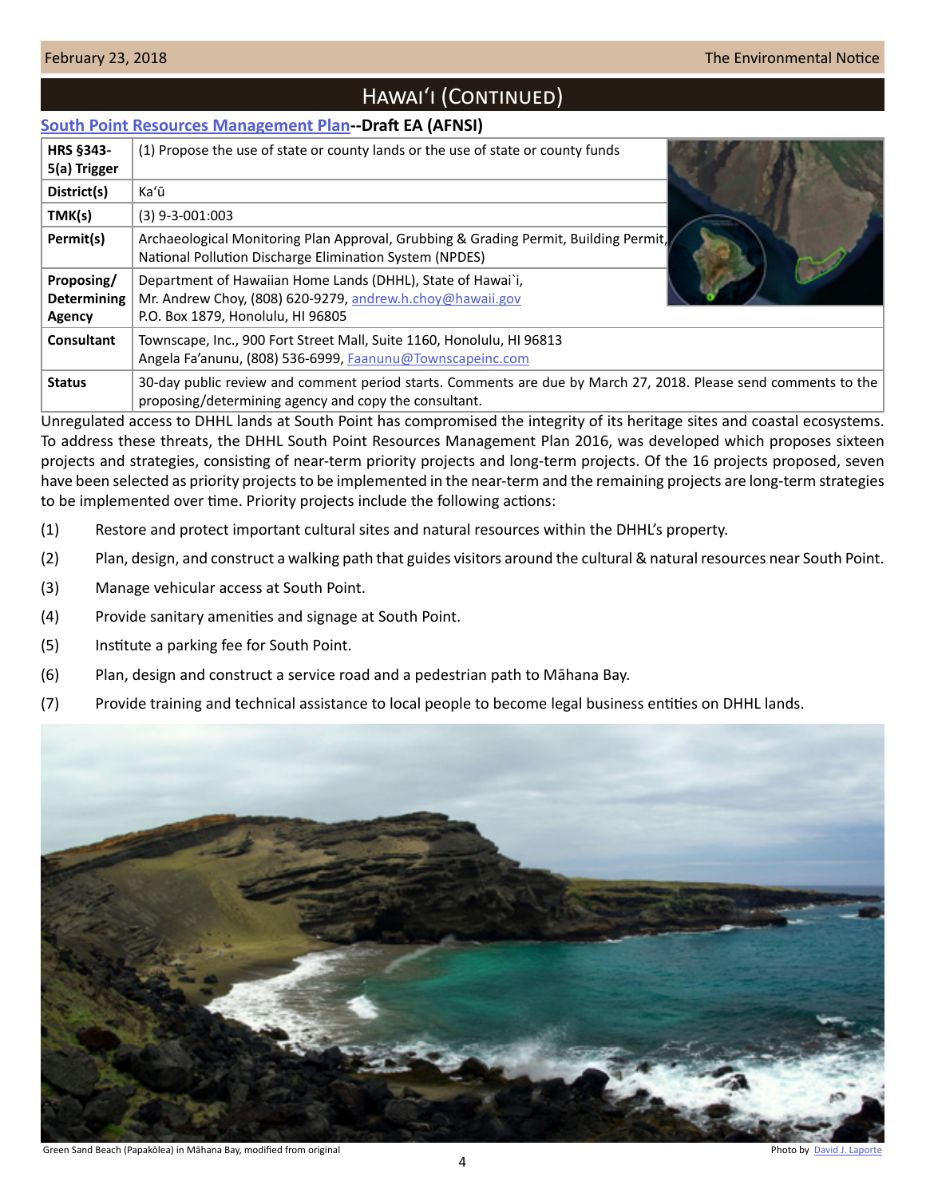## Hawaiʻi (Continued)

### South Point Resources Management Plan--Draft EA (AFNSI)

| | |
|---|---|
| **HRS §343-5(a) Trigger** | (1) Propose the use of state or county lands or the use of state or county funds |
| **District(s)** | Kaʻū |
| **TMK(s)** | (3) 9-3-001:003 |
| **Permit(s)** | Archaeological Monitoring Plan Approval, Grubbing & Grading Permit, Building Permit, National Pollution Discharge Elimination System (NPDES) |
| **Proposing/ Determining Agency** | Department of Hawaiian Home Lands (DHHL), State of Hawai`i, Mr. Andrew Choy, (808) 620-9279, andrew.h.choy@hawaii.gov P.O. Box 1879, Honolulu, HI 96805 |
| **Consultant** | Townscape, Inc., 900 Fort Street Mall, Suite 1160, Honolulu, HI 96813 Angela Fa'anunu, (808) 536-6999, Faanunu@Townscapeinc.com |
| **Status** | 30-day public review and comment period starts. Comments are due by March 27, 2018. Please send comments to the proposing/determining agency and copy the consultant. |

Unregulated access to DHHL lands at South Point has compromised the integrity of its heritage sites and coastal ecosystems. To address these threats, the DHHL South Point Resources Management Plan 2016, was developed which proposes sixteen projects and strategies, consisting of near-term priority projects and long-term projects. Of the 16 projects proposed, seven have been selected as priority projects to be implemented in the near-term and the remaining projects are long-term strategies to be implemented over time. Priority projects include the following actions:

(1) Restore and protect important cultural sites and natural resources within the DHHL's property.

(2) Plan, design, and construct a walking path that guides visitors around the cultural & natural resources near South Point.

(3) Manage vehicular access at South Point.

(4) Provide sanitary amenities and signage at South Point.

(5) Institute a parking fee for South Point.

(6) Plan, design and construct a service road and a pedestrian path to Māhana Bay.

(7) Provide training and technical assistance to local people to become legal business entities on DHHL lands.

Green Sand Beach (Papakōlea) in Māhana Bay, modified from original — Photo by David J. Laporte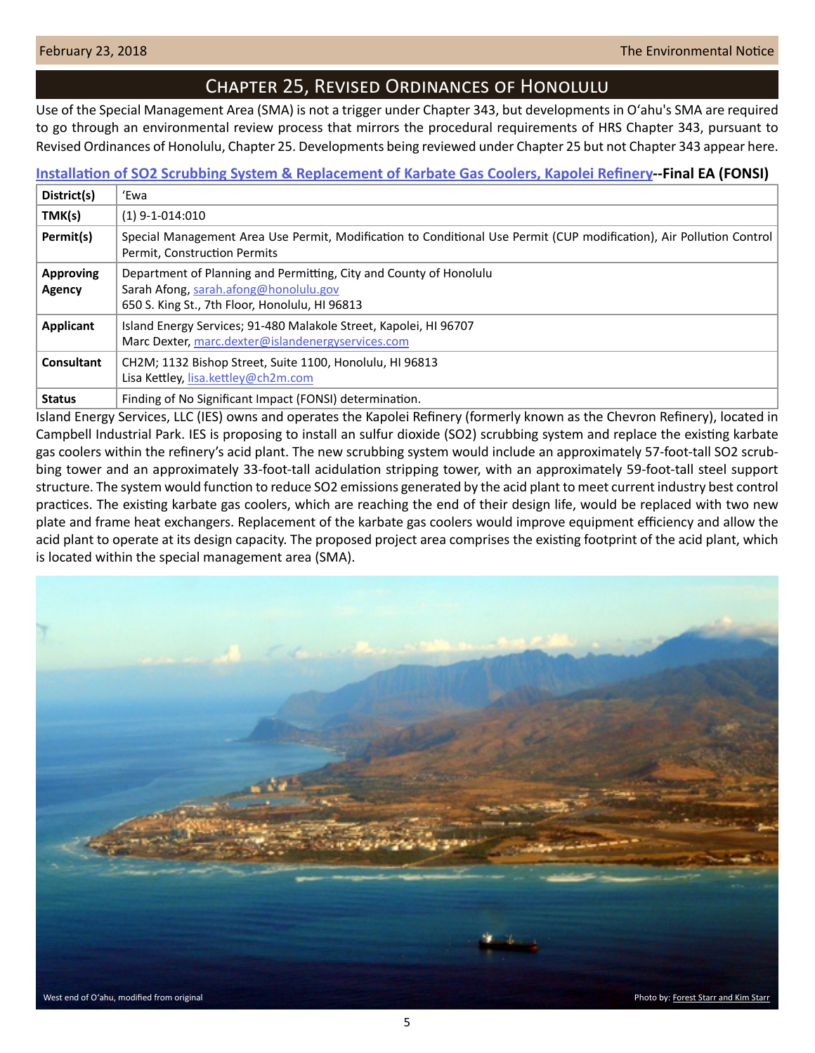# Chapter 25, Revised Ordinances of Honolulu

Use of the Special Management Area (SMA) is not a trigger under Chapter 343, but developments in O'ahu's SMA are required to go through an environmental review process that mirrors the procedural requirements of HRS Chapter 343, pursuant to Revised Ordinances of Honolulu, Chapter 25. Developments being reviewed under Chapter 25 but not Chapter 343 appear here.

## Installation of SO2 Scrubbing System & Replacement of Karbate Gas Coolers, Kapolei Refinery--Final EA (FONSI)

| | |
|---|---|
| **District(s)** | 'Ewa |
| **TMK(s)** | (1) 9-1-014:010 |
| **Permit(s)** | Special Management Area Use Permit, Modification to Conditional Use Permit (CUP modification), Air Pollution Control Permit, Construction Permits |
| **Approving Agency** | Department of Planning and Permitting, City and County of Honolulu<br>Sarah Afong, sarah.afong@honolulu.gov<br>650 S. King St., 7th Floor, Honolulu, HI 96813 |
| **Applicant** | Island Energy Services; 91-480 Malakole Street, Kapolei, HI 96707<br>Marc Dexter, marc.dexter@islandenergyservices.com |
| **Consultant** | CH2M; 1132 Bishop Street, Suite 1100, Honolulu, HI 96813<br>Lisa Kettley, lisa.kettley@ch2m.com |
| **Status** | Finding of No Significant Impact (FONSI) determination. |

Island Energy Services, LLC (IES) owns and operates the Kapolei Refinery (formerly known as the Chevron Refinery), located in Campbell Industrial Park. IES is proposing to install an sulfur dioxide ($SO_2$) scrubbing system and replace the existing karbate gas coolers within the refinery's acid plant. The new scrubbing system would include an approximately 57-foot-tall $SO_2$ scrubbing tower and an approximately 33-foot-tall acidulation stripping tower, with an approximately 59-foot-tall steel support structure. The system would function to reduce $SO_2$ emissions generated by the acid plant to meet current industry best control practices. The existing karbate gas coolers, which are reaching the end of their design life, would be replaced with two new plate and frame heat exchangers. Replacement of the karbate gas coolers would improve equipment efficiency and allow the acid plant to operate at its design capacity. The proposed project area comprises the existing footprint of the acid plant, which is located within the special management area (SMA).

West end of O'ahu, modified from original

Photo by: Forest Starr and Kim Starr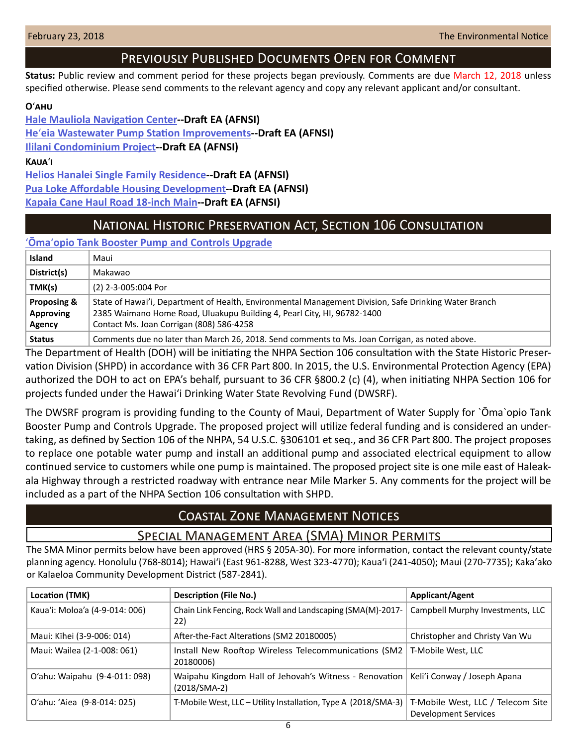## Previously Published Documents Open for Comment

**Status:** Public review and comment period for these projects began previously. Comments are due March 12, 2018 unless specified otherwise. Please send comments to the relevant agency and copy any relevant applicant and/or consultant.

**O'ahu**

Hale Mauliola Navigation Center**--Draft EA (AFNSI)**

Heʻeia Wastewater Pump Station Improvements**--Draft EA (AFNSI)**

Ililani Condominium Project**--Draft EA (AFNSI)**

**Kaua'i**

Helios Hanalei Single Family Residence**--Draft EA (AFNSI)**

Pua Loke Affordable Housing Development**--Draft EA (AFNSI)**

Kapaia Cane Haul Road 18-inch Main**--Draft EA (AFNSI)**

## National Historic Preservation Act, Section 106 Consultation

### ʻŌmaʻopio Tank Booster Pump and Controls Upgrade

| | |
|---|---|
| **Island** | Maui |
| **District(s)** | Makawao |
| **TMK(s)** | (2) 2-3-005:004 Por |
| **Proposing & Approving Agency** | State of Hawai'i, Department of Health, Environmental Management Division, Safe Drinking Water Branch 2385 Waimano Home Road, Uluakupu Building 4, Pearl City, HI, 96782-1400 Contact Ms. Joan Corrigan (808) 586-4258 |
| **Status** | Comments due no later than March 26, 2018. Send comments to Ms. Joan Corrigan, as noted above. |

The Department of Health (DOH) will be initiating the NHPA Section 106 consultation with the State Historic Preservation Division (SHPD) in accordance with 36 CFR Part 800. In 2015, the U.S. Environmental Protection Agency (EPA) authorized the DOH to act on EPA's behalf, pursuant to 36 CFR §800.2 (c) (4), when initiating NHPA Section 106 for projects funded under the Hawai'i Drinking Water State Revolving Fund (DWSRF).

The DWSRF program is providing funding to the County of Maui, Department of Water Supply for `Ōma`opio Tank Booster Pump and Controls Upgrade. The proposed project will utilize federal funding and is considered an undertaking, as defined by Section 106 of the NHPA, 54 U.S.C. §306101 et seq., and 36 CFR Part 800. The project proposes to replace one potable water pump and install an additional pump and associated electrical equipment to allow continued service to customers while one pump is maintained. The proposed project site is one mile east of Haleakala Highway through a restricted roadway with entrance near Mile Marker 5. Any comments for the project will be included as a part of the NHPA Section 106 consultation with SHPD.

## Coastal Zone Management Notices

### Special Management Area (SMA) Minor Permits

The SMA Minor permits below have been approved (HRS § 205A-30). For more information, contact the relevant county/state planning agency. Honolulu (768-8014); Hawai'i (East 961-8288, West 323-4770); Kaua'i (241-4050); Maui (270-7735); Kaka'ako or Kalaeloa Community Development District (587-2841).

| Location (TMK) | Description (File No.) | Applicant/Agent |
|---|---|---|
| Kaua'i: Moloa'a (4-9-014: 006) | Chain Link Fencing, Rock Wall and Landscaping (SMA(M)-2017-22) | Campbell Murphy Investments, LLC |
| Maui: Kīhei (3-9-006: 014) | After-the-Fact Alterations (SM2 20180005) | Christopher and Christy Van Wu |
| Maui: Wailea (2-1-008: 061) | Install New Rooftop Wireless Telecommunications (SM2 20180006) | T-Mobile West, LLC |
| O'ahu: Waipahu (9-4-011: 098) | Waipahu Kingdom Hall of Jehovah's Witness - Renovation (2018/SMA-2) | Keli'i Conway / Joseph Apana |
| O'ahu: 'Aiea (9-8-014: 025) | T-Mobile West, LLC – Utility Installation, Type A (2018/SMA-3) | T-Mobile West, LLC / Telecom Site Development Services |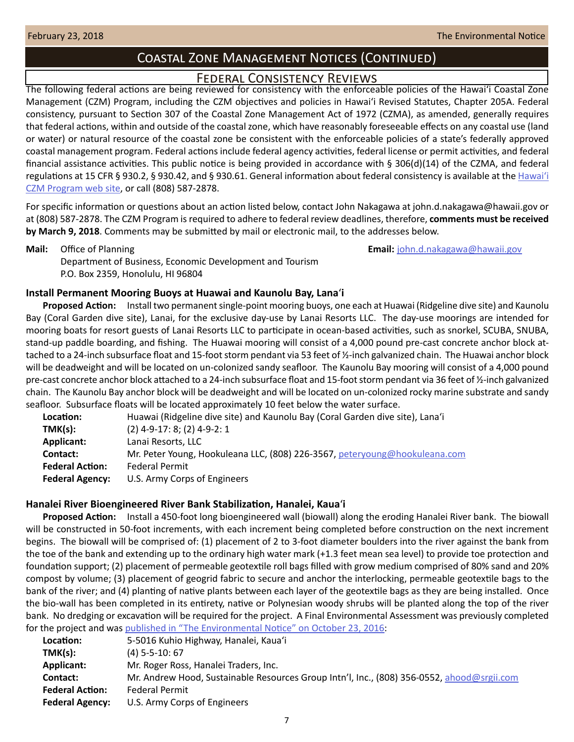# Coastal Zone Management Notices (Continued)

## Federal Consistency Reviews

The following federal actions are being reviewed for consistency with the enforceable policies of the Hawaiʻi Coastal Zone Management (CZM) Program, including the CZM objectives and policies in Hawaiʻi Revised Statutes, Chapter 205A. Federal consistency, pursuant to Section 307 of the Coastal Zone Management Act of 1972 (CZMA), as amended, generally requires that federal actions, within and outside of the coastal zone, which have reasonably foreseeable effects on any coastal use (land or water) or natural resource of the coastal zone be consistent with the enforceable policies of a state's federally approved coastal management program. Federal actions include federal agency activities, federal license or permit activities, and federal financial assistance activities. This public notice is being provided in accordance with § 306(d)(14) of the CZMA, and federal regulations at 15 CFR § 930.2, § 930.42, and § 930.61. General information about federal consistency is available at the Hawaiʻi CZM Program web site, or call (808) 587-2878.

For specific information or questions about an action listed below, contact John Nakagawa at john.d.nakagawa@hawaii.gov or at (808) 587-2878. The CZM Program is required to adhere to federal review deadlines, therefore, **comments must be received by March 9, 2018**. Comments may be submitted by mail or electronic mail, to the addresses below.

**Mail:** Office of Planning
Department of Business, Economic Development and Tourism
P.O. Box 2359, Honolulu, HI 96804

**Email:** john.d.nakagawa@hawaii.gov

### Install Permanent Mooring Buoys at Huawai and Kaunolu Bay, Lanaʻi

**Proposed Action:** Install two permanent single-point mooring buoys, one each at Huawai (Ridgeline dive site) and Kaunolu Bay (Coral Garden dive site), Lanai, for the exclusive day-use by Lanai Resorts LLC. The day-use moorings are intended for mooring boats for resort guests of Lanai Resorts LLC to participate in ocean-based activities, such as snorkel, SCUBA, SNUBA, stand-up paddle boarding, and fishing. The Huawai mooring will consist of a 4,000 pound pre-cast concrete anchor block attached to a 24-inch subsurface float and 15-foot storm pendant via 53 feet of ½-inch galvanized chain. The Huawai anchor block will be deadweight and will be located on un-colonized sandy seafloor. The Kaunolu Bay mooring will consist of a 4,000 pound pre-cast concrete anchor block attached to a 24-inch subsurface float and 15-foot storm pendant via 36 feet of ½-inch galvanized chain. The Kaunolu Bay anchor block will be deadweight and will be located on un-colonized rocky marine substrate and sandy seafloor. Subsurface floats will be located approximately 10 feet below the water surface.

**Location:** Huawai (Ridgeline dive site) and Kaunolu Bay (Coral Garden dive site), Lanaʻi
**TMK(s):** (2) 4-9-17: 8; (2) 4-9-2: 1
**Applicant:** Lanai Resorts, LLC
**Contact:** Mr. Peter Young, Hookuleana LLC, (808) 226-3567, peteryoung@hookuleana.com
**Federal Action:** Federal Permit
**Federal Agency:** U.S. Army Corps of Engineers

### Hanalei River Bioengineered River Bank Stabilization, Hanalei, Kauaʻi

**Proposed Action:** Install a 450-foot long bioengineered wall (biowall) along the eroding Hanalei River bank. The biowall will be constructed in 50-foot increments, with each increment being completed before construction on the next increment begins. The biowall will be comprised of: (1) placement of 2 to 3-foot diameter boulders into the river against the bank from the toe of the bank and extending up to the ordinary high water mark (+1.3 feet mean sea level) to provide toe protection and foundation support; (2) placement of permeable geotextile roll bags filled with grow medium comprised of 80% sand and 20% compost by volume; (3) placement of geogrid fabric to secure and anchor the interlocking, permeable geotextile bags to the bank of the river; and (4) planting of native plants between each layer of the geotextile bags as they are being installed. Once the bio-wall has been completed in its entirety, native or Polynesian woody shrubs will be planted along the top of the river bank. No dredging or excavation will be required for the project. A Final Environmental Assessment was previously completed for the project and was published in "The Environmental Notice" on October 23, 2016:

**Location:** 5-5016 Kuhio Highway, Hanalei, Kauaʻi
**TMK(s):** (4) 5-5-10: 67
**Applicant:** Mr. Roger Ross, Hanalei Traders, Inc.
**Contact:** Mr. Andrew Hood, Sustainable Resources Group Intn'l, Inc., (808) 356-0552, ahood@srgii.com
**Federal Action:** Federal Permit
**Federal Agency:** U.S. Army Corps of Engineers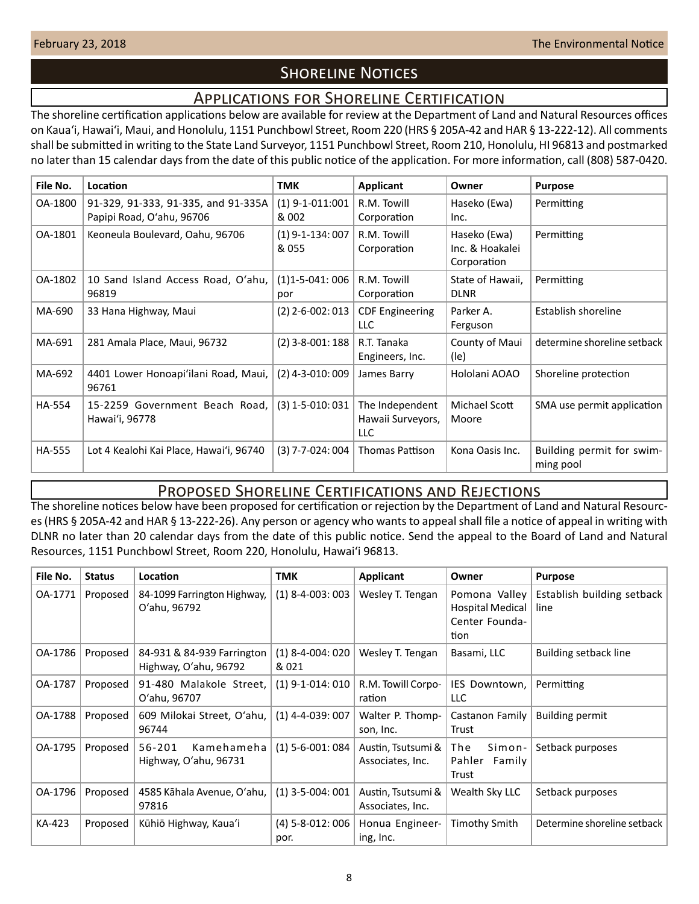# Shoreline Notices

## Applications for Shoreline Certification

The shoreline certification applications below are available for review at the Department of Land and Natural Resources offices on Kaua'i, Hawai'i, Maui, and Honolulu, 1151 Punchbowl Street, Room 220 (HRS § 205A-42 and HAR § 13-222-12). All comments shall be submitted in writing to the State Land Surveyor, 1151 Punchbowl Street, Room 210, Honolulu, HI 96813 and postmarked no later than 15 calendar days from the date of this public notice of the application. For more information, call (808) 587-0420.

| File No. | Location | TMK | Applicant | Owner | Purpose |
|---|---|---|---|---|---|
| OA-1800 | 91-329, 91-333, 91-335, and 91-335A Papipi Road, O'ahu, 96706 | (1) 9-1-011:001 & 002 | R.M. Towill Corporation | Haseko (Ewa) Inc. | Permitting |
| OA-1801 | Keoneula Boulevard, Oahu, 96706 | (1) 9-1-134: 007 & 055 | R.M. Towill Corporation | Haseko (Ewa) Inc. & Hoakalei Corporation | Permitting |
| OA-1802 | 10 Sand Island Access Road, O'ahu, 96819 | (1)1-5-041: 006 por | R.M. Towill Corporation | State of Hawaii, DLNR | Permitting |
| MA-690 | 33 Hana Highway, Maui | (2) 2-6-002: 013 | CDF Engineering LLC | Parker A. Ferguson | Establish shoreline |
| MA-691 | 281 Amala Place, Maui, 96732 | (2) 3-8-001: 188 | R.T. Tanaka Engineers, Inc. | County of Maui (le) | determine shoreline setback |
| MA-692 | 4401 Lower Honoapi'ilani Road, Maui, 96761 | (2) 4-3-010: 009 | James Barry | Hololani AOAO | Shoreline protection |
| HA-554 | 15-2259 Government Beach Road, Hawai'i, 96778 | (3) 1-5-010: 031 | The Independent Hawaii Surveyors, LLC | Michael Scott Moore | SMA use permit application |
| HA-555 | Lot 4 Kealohi Kai Place, Hawai'i, 96740 | (3) 7-7-024: 004 | Thomas Pattison | Kona Oasis Inc. | Building permit for swimming pool |

## Proposed Shoreline Certifications and Rejections

The shoreline notices below have been proposed for certification or rejection by the Department of Land and Natural Resources (HRS § 205A-42 and HAR § 13-222-26). Any person or agency who wants to appeal shall file a notice of appeal in writing with DLNR no later than 20 calendar days from the date of this public notice. Send the appeal to the Board of Land and Natural Resources, 1151 Punchbowl Street, Room 220, Honolulu, Hawai'i 96813.

| File No. | Status | Location | TMK | Applicant | Owner | Purpose |
|---|---|---|---|---|---|---|
| OA-1771 | Proposed | 84-1099 Farrington Highway, O'ahu, 96792 | (1) 8-4-003: 003 | Wesley T. Tengan | Pomona Valley Hospital Medical Center Foundation | Establish building setback line |
| OA-1786 | Proposed | 84-931 & 84-939 Farrington Highway, O'ahu, 96792 | (1) 8-4-004: 020 & 021 | Wesley T. Tengan | Basami, LLC | Building setback line |
| OA-1787 | Proposed | 91-480 Malakole Street, O'ahu, 96707 | (1) 9-1-014: 010 | R.M. Towill Corporation | IES Downtown, LLC | Permitting |
| OA-1788 | Proposed | 609 Milokai Street, O'ahu, 96744 | (1) 4-4-039: 007 | Walter P. Thompson, Inc. | Castanon Family Trust | Building permit |
| OA-1795 | Proposed | 56-201 Kamehameha Highway, O'ahu, 96731 | (1) 5-6-001: 084 | Austin, Tsutsumi & Associates, Inc. | The Simon-Pahler Family Trust | Setback purposes |
| OA-1796 | Proposed | 4585 Kāhala Avenue, O'ahu, 97816 | (1) 3-5-004: 001 | Austin, Tsutsumi & Associates, Inc. | Wealth Sky LLC | Setback purposes |
| KA-423 | Proposed | Kūhiō Highway, Kaua'i | (4) 5-8-012: 006 por. | Honua Engineering, Inc. | Timothy Smith | Determine shoreline setback |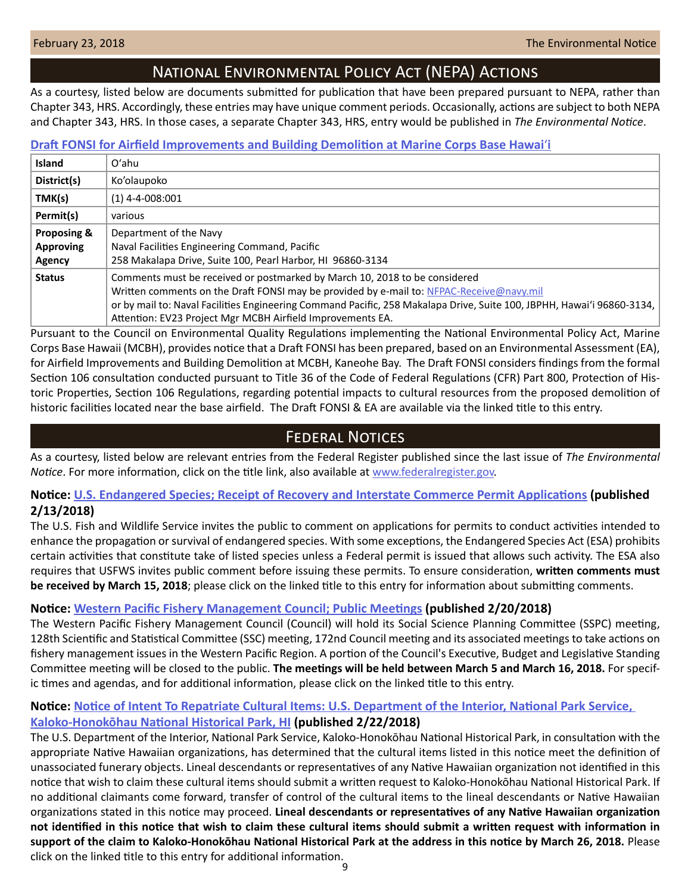## National Environmental Policy Act (NEPA) Actions

As a courtesy, listed below are documents submitted for publication that have been prepared pursuant to NEPA, rather than Chapter 343, HRS. Accordingly, these entries may have unique comment periods. Occasionally, actions are subject to both NEPA and Chapter 343, HRS. In those cases, a separate Chapter 343, HRS, entry would be published in *The Environmental Notice*.

### Draft FONSI for Airfield Improvements and Building Demolition at Marine Corps Base Hawaiʻi

| Island | Oʻahu |
|---|---|
| District(s) | Ko'olaupoko |
| TMK(s) | (1) 4-4-008:001 |
| Permit(s) | various |
| Proposing & Approving Agency | Department of the Navy<br>Naval Facilities Engineering Command, Pacific<br>258 Makalapa Drive, Suite 100, Pearl Harbor, HI 96860-3134 |
| Status | Comments must be received or postmarked by March 10, 2018 to be considered<br>Written comments on the Draft FONSI may be provided by e-mail to: NFPAC-Receive@navy.mil<br>or by mail to: Naval Facilities Engineering Command Pacific, 258 Makalapa Drive, Suite 100, JBPHH, Hawaiʻi 96860-3134, Attention: EV23 Project Mgr MCBH Airfield Improvements EA. |

Pursuant to the Council on Environmental Quality Regulations implementing the National Environmental Policy Act, Marine Corps Base Hawaii (MCBH), provides notice that a Draft FONSI has been prepared, based on an Environmental Assessment (EA), for Airfield Improvements and Building Demolition at MCBH, Kaneohe Bay. The Draft FONSI considers findings from the formal Section 106 consultation conducted pursuant to Title 36 of the Code of Federal Regulations (CFR) Part 800, Protection of Historic Properties, Section 106 Regulations, regarding potential impacts to cultural resources from the proposed demolition of historic facilities located near the base airfield. The Draft FONSI & EA are available via the linked title to this entry.

## Federal Notices

As a courtesy, listed below are relevant entries from the Federal Register published since the last issue of *The Environmental Notice*. For more information, click on the title link, also available at www.federalregister.gov.

### Notice: U.S. Endangered Species; Receipt of Recovery and Interstate Commerce Permit Applications (published 2/13/2018)

The U.S. Fish and Wildlife Service invites the public to comment on applications for permits to conduct activities intended to enhance the propagation or survival of endangered species. With some exceptions, the Endangered Species Act (ESA) prohibits certain activities that constitute take of listed species unless a Federal permit is issued that allows such activity. The ESA also requires that USFWS invites public comment before issuing these permits. To ensure consideration, **written comments must be received by March 15, 2018**; please click on the linked title to this entry for information about submitting comments.

### Notice: Western Pacific Fishery Management Council; Public Meetings (published 2/20/2018)

The Western Pacific Fishery Management Council (Council) will hold its Social Science Planning Committee (SSPC) meeting, 128th Scientific and Statistical Committee (SSC) meeting, 172nd Council meeting and its associated meetings to take actions on fishery management issues in the Western Pacific Region. A portion of the Council's Executive, Budget and Legislative Standing Committee meeting will be closed to the public. **The meetings will be held between March 5 and March 16, 2018.** For specific times and agendas, and for additional information, please click on the linked title to this entry.

### Notice: Notice of Intent To Repatriate Cultural Items: U.S. Department of the Interior, National Park Service, Kaloko-Honokōhau National Historical Park, HI (published 2/22/2018)

The U.S. Department of the Interior, National Park Service, Kaloko-Honokōhau National Historical Park, in consultation with the appropriate Native Hawaiian organizations, has determined that the cultural items listed in this notice meet the definition of unassociated funerary objects. Lineal descendants or representatives of any Native Hawaiian organization not identified in this notice that wish to claim these cultural items should submit a written request to Kaloko-Honokōhau National Historical Park. If no additional claimants come forward, transfer of control of the cultural items to the lineal descendants or Native Hawaiian organizations stated in this notice may proceed. **Lineal descendants or representatives of any Native Hawaiian organization not identified in this notice that wish to claim these cultural items should submit a written request with information in support of the claim to Kaloko-Honokōhau National Historical Park at the address in this notice by March 26, 2018.** Please click on the linked title to this entry for additional information.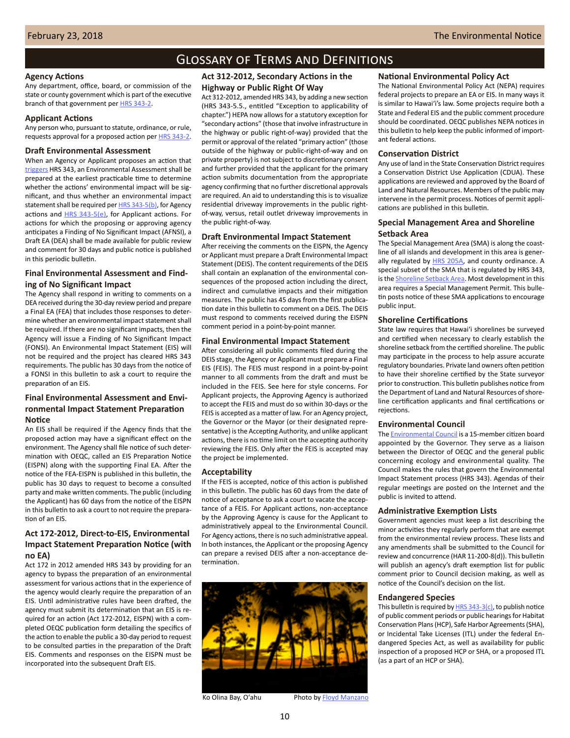# Glossary of Terms and Definitions

### Agency Actions

Any department, office, board, or commission of the state or county government which is part of the executive branch of that government per HRS 343-2.

### Applicant Actions

Any person who, pursuant to statute, ordinance, or rule, requests approval for a proposed action per HRS 343-2.

### Draft Environmental Assessment

When an Agency or Applicant proposes an action that triggers HRS 343, an Environmental Assessment shall be prepared at the earliest practicable time to determine whether the actions' environmental impact will be significant, and thus whether an environmental impact statement shall be required per HRS 343-5(b), for Agency actions and HRS 343-5(e), for Applicant actions. For actions for which the proposing or approving agency anticipates a Finding of No Significant Impact (AFNSI), a Draft EA (DEA) shall be made available for public review and comment for 30 days and public notice is published in this periodic bulletin.

### Final Environmental Assessment and Finding of No Significant Impact

The Agency shall respond in writing to comments on a DEA received during the 30-day review period and prepare a Final EA (FEA) that includes those responses to determine whether an environmental impact statement shall be required. If there are no significant impacts, then the Agency will issue a Finding of No Significant Impact (FONSI). An Environmental Impact Statement (EIS) will not be required and the project has cleared HRS 343 requirements. The public has 30 days from the notice of a FONSI in this bulletin to ask a court to require the preparation of an EIS.

### Final Environmental Assessment and Environmental Impact Statement Preparation Notice

An EIS shall be required if the Agency finds that the proposed action may have a significant effect on the environment. The Agency shall file notice of such determination with OEQC, called an EIS Preparation Notice (EISPN) along with the supporting Final EA. After the notice of the FEA-EISPN is published in this bulletin, the public has 30 days to request to become a consulted party and make written comments. The public (including the Applicant) has 60 days from the notice of the EISPN in this bulletin to ask a court to not require the preparation of an EIS.

### Act 172-2012, Direct-to-EIS, Environmental Impact Statement Preparation Notice (with no EA)

Act 172 in 2012 amended HRS 343 by providing for an agency to bypass the preparation of an environmental assessment for various actions that in the experience of the agency would clearly require the preparation of an EIS. Until administrative rules have been drafted, the agency must submit its determination that an EIS is required for an action (Act 172-2012, EISPN) with a completed OEQC publication form detailing the specifics of the action to enable the public a 30-day period to request to be consulted parties in the preparation of the Draft EIS. Comments and responses on the EISPN must be incorporated into the subsequent Draft EIS.

### Act 312-2012, Secondary Actions in the Highway or Public Right Of Way

Act 312-2012, amended HRS 343, by adding a new section (HRS 343-5.5., entitled "Exception to applicability of chapter.") HEPA now allows for a statutory exception for "secondary actions" (those that involve infrastructure in the highway or public right-of-way) provided that the permit or approval of the related "primary action" (those outside of the highway or public-right-of-way and on private property) is not subject to discretionary consent and further provided that the applicant for the primary action submits documentation from the appropriate agency confirming that no further discretional approvals are required. An aid to understanding this is to visualize residential driveway improvements in the public right-of-way, versus, retail outlet driveway improvements in the public right-of-way.

### Draft Environmental Impact Statement

After receiving the comments on the EISPN, the Agency or Applicant must prepare a Draft Environmental Impact Statement (DEIS). The content requirements of the DEIS shall contain an explanation of the environmental consequences of the proposed action including the direct, indirect and cumulative impacts and their mitigation measures. The public has 45 days from the first publication date in this bulletin to comment on a DEIS. The DEIS must respond to comments received during the EISPN comment period in a point-by-point manner.

### Final Environmental Impact Statement

After considering all public comments filed during the DEIS stage, the Agency or Applicant must prepare a Final EIS (FEIS). The FEIS must respond in a point-by-point manner to all comments from the draft and must be included in the FEIS. See here for style concerns. For Applicant projects, the Approving Agency is authorized to accept the FEIS and must do so within 30-days or the FEIS is accepted as a matter of law. For an Agency project, the Governor or the Mayor (or their designated representative) is the Accepting Authority, and unlike applicant actions, there is no time limit on the accepting authority reviewing the FEIS. Only after the FEIS is accepted may the project be implemented.

### Acceptability

If the FEIS is accepted, notice of this action is published in this bulletin. The public has 60 days from the date of notice of acceptance to ask a court to vacate the acceptance of a FEIS. For Applicant actions, non-acceptance by the Approving Agency is cause for the Applicant to administratively appeal to the Environmental Council. For Agency actions, there is no such administrative appeal. In both instances, the Applicant or the proposing Agency can prepare a revised DEIS after a non-acceptance determination.

Ko Olina Bay, O'ahu  Photo by Floyd Manzano

### National Environmental Policy Act

The National Environmental Policy Act (NEPA) requires federal projects to prepare an EA or EIS. In many ways it is similar to Hawai'i's law. Some projects require both a State and Federal EIS and the public comment procedure should be coordinated. OEQC publishes NEPA notices in this bulletin to help keep the public informed of important federal actions.

### Conservation District

Any use of land in the State Conservation District requires a Conservation District Use Application (CDUA). These applications are reviewed and approved by the Board of Land and Natural Resources. Members of the public may intervene in the permit process. Notices of permit applications are published in this bulletin.

### Special Management Area and Shoreline Setback Area

The Special Management Area (SMA) is along the coastline of all islands and development in this area is generally regulated by HRS 205A, and county ordinance. A special subset of the SMA that is regulated by HRS 343, is the Shoreline Setback Area. Most development in this area requires a Special Management Permit. This bulletin posts notice of these SMA applications to encourage public input.

### Shoreline Certifications

State law requires that Hawai'i shorelines be surveyed and certified when necessary to clearly establish the shoreline setback from the certified shoreline. The public may participate in the process to help assure accurate regulatory boundaries. Private land owners often petition to have their shoreline certified by the State surveyor prior to construction. This bulletin publishes notice from the Department of Land and Natural Resources of shoreline certification applicants and final certifications or rejections.

### Environmental Council

The Environmental Council is a 15-member citizen board appointed by the Governor. They serve as a liaison between the Director of OEQC and the general public concerning ecology and environmental quality. The Council makes the rules that govern the Environmental Impact Statement process (HRS 343). Agendas of their regular meetings are posted on the Internet and the public is invited to attend.

### Administrative Exemption Lists

Government agencies must keep a list describing the minor activities they regularly perform that are exempt from the environmental review process. These lists and any amendments shall be submitted to the Council for review and concurrence (HAR 11-200-8(d)). This bulletin will publish an agency's draft exemption list for public comment prior to Council decision making, as well as notice of the Council's decision on the list.

### Endangered Species

This bulletin is required by HRS 343-3(c), to publish notice of public comment periods or public hearings for Habitat Conservation Plans (HCP), Safe Harbor Agreements (SHA), or Incidental Take Licenses (ITL) under the federal Endangered Species Act, as well as availability for public inspection of a proposed HCP or SHA, or a proposed ITL (as a part of an HCP or SHA).